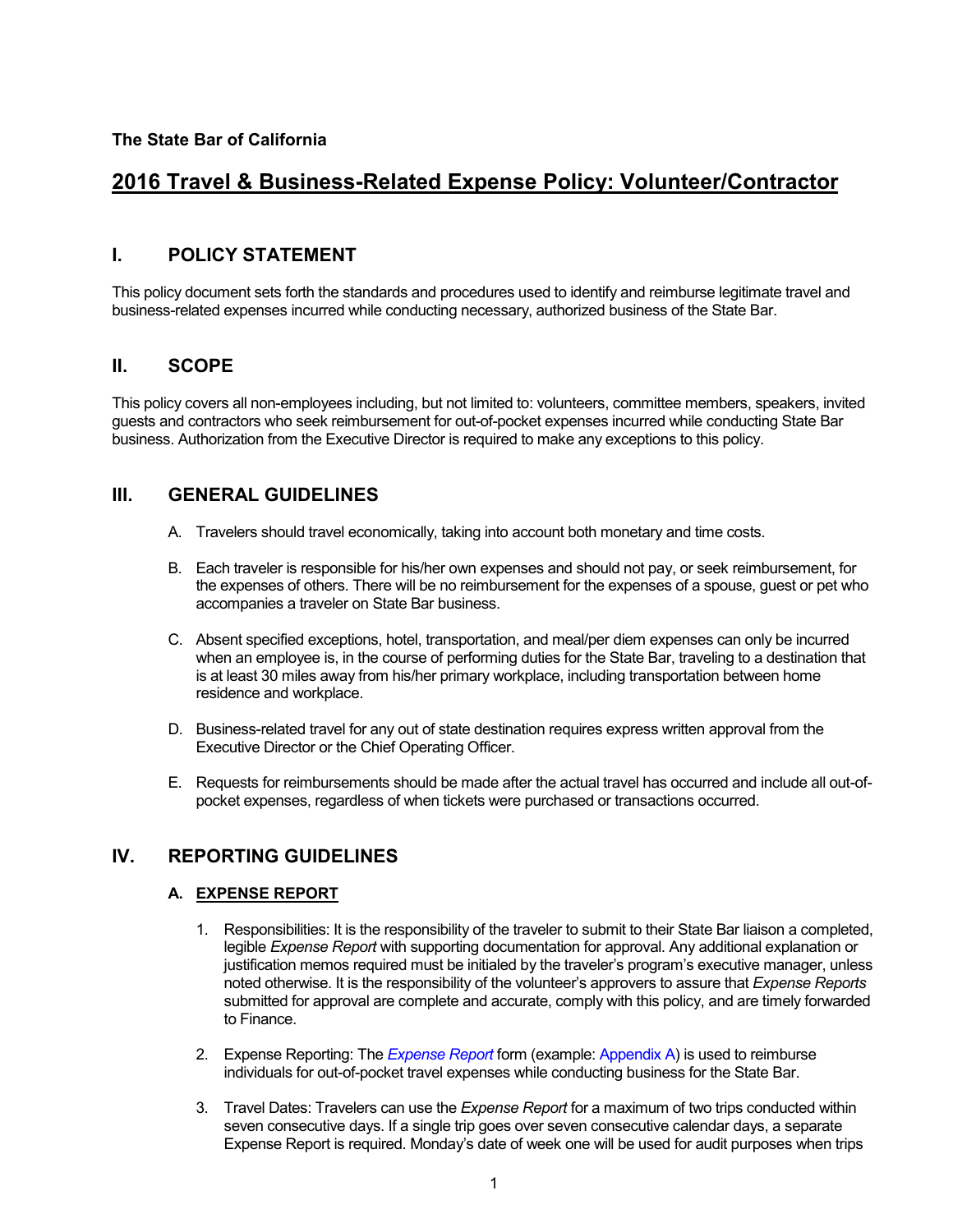**The State Bar of California**

# 2016 Travel & Business-Related Expense Policy: Volunteer/Contractor

## I. POLICY STATEMENT

This policy document sets forth the standards and procedures used to identify and reimburse legitimate travel and business-related expenses incurred while conducting necessary, authorized business of the State Bar.

## II. SCOPE

This policy covers all non-employees including, but not limited to: volunteers, committee members, speakers, invited guests and contractors who seek reimbursement for out-of-pocket expenses incurred while conducting State Bar business. Authorization from the Executive Director is required to make any exceptions to this policy.

## III. GENERAL GUIDELINES

A. Travelers should travel economically, taking into account both monetary and time costs.

B. Each traveler is responsible for his/her own expenses and should not pay, or seek reimbursement, for the expenses of others. There will be no reimbursement for the expenses of a spouse, guest or pet who accompanies a traveler on State Bar business.

C. Absent specified exceptions, hotel, transportation, and meal/per diem expenses can only be incurred when an employee is, in the course of performing duties for the State Bar, traveling to a destination that is at least 30 miles away from his/her primary workplace, including transportation between home residence and workplace.

D. Business-related travel for any out of state destination requires express written approval from the Executive Director or the Chief Operating Officer.

E. Requests for reimbursements should be made after the actual travel has occurred and include all out-of-pocket expenses, regardless of when tickets were purchased or transactions occurred.

## IV. REPORTING GUIDELINES

### A. EXPENSE REPORT

1. Responsibilities: It is the responsibility of the traveler to submit to their State Bar liaison a completed, legible *Expense Report* with supporting documentation for approval. Any additional explanation or justification memos required must be initialed by the traveler's program's executive manager, unless noted otherwise. It is the responsibility of the volunteer's approvers to assure that *Expense Reports* submitted for approval are complete and accurate, comply with this policy, and are timely forwarded to Finance.

2. Expense Reporting: The *Expense Report* form (example: Appendix A) is used to reimburse individuals for out-of-pocket travel expenses while conducting business for the State Bar.

3. Travel Dates: Travelers can use the *Expense Report* for a maximum of two trips conducted within seven consecutive days. If a single trip goes over seven consecutive calendar days, a separate Expense Report is required. Monday's date of week one will be used for audit purposes when trips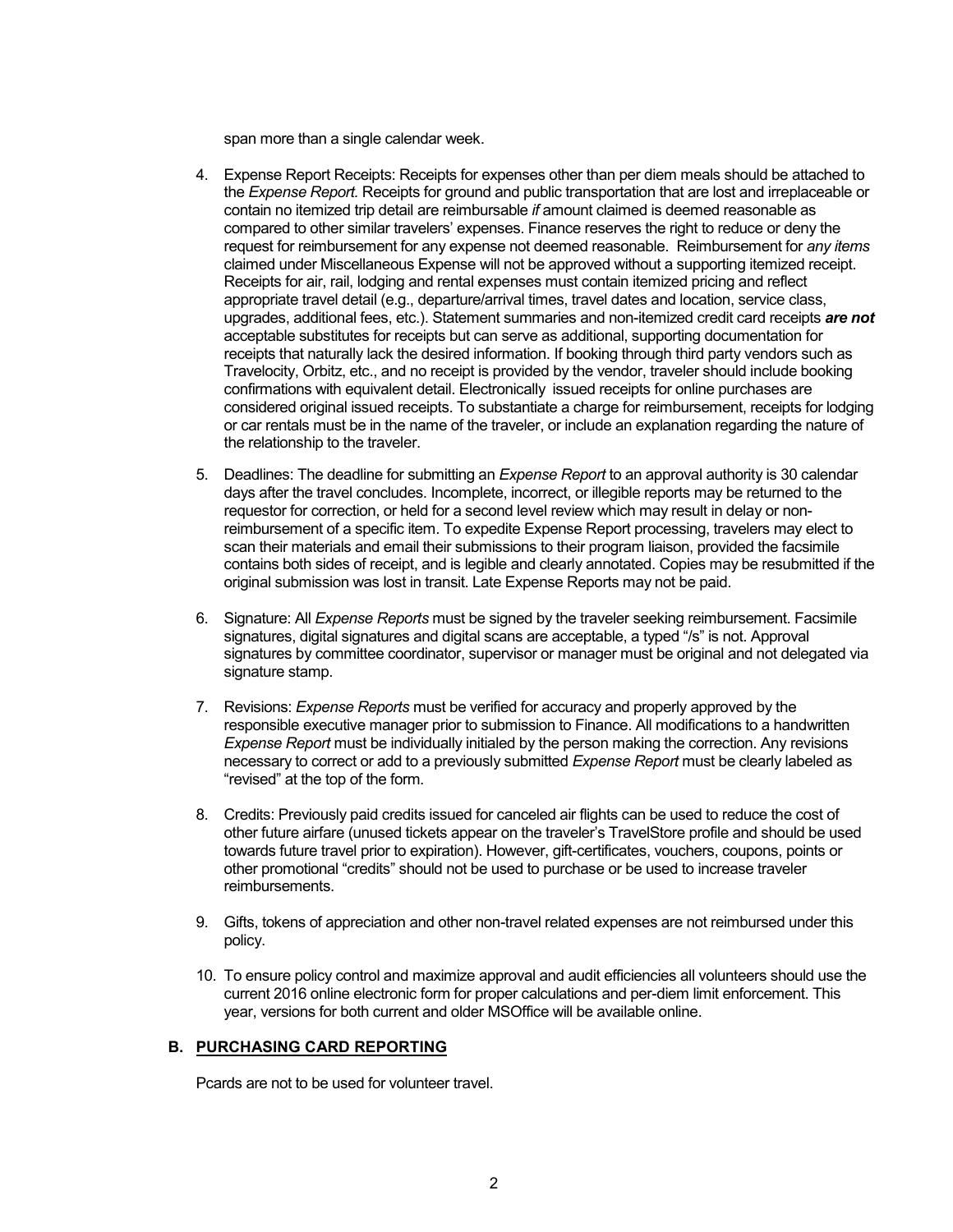span more than a single calendar week.

4. Expense Report Receipts: Receipts for expenses other than per diem meals should be attached to the *Expense Report*. Receipts for ground and public transportation that are lost and irreplaceable or contain no itemized trip detail are reimbursable *if* amount claimed is deemed reasonable as compared to other similar travelers' expenses. Finance reserves the right to reduce or deny the request for reimbursement for any expense not deemed reasonable. Reimbursement for *any items* claimed under Miscellaneous Expense will not be approved without a supporting itemized receipt. Receipts for air, rail, lodging and rental expenses must contain itemized pricing and reflect appropriate travel detail (e.g., departure/arrival times, travel dates and location, service class, upgrades, additional fees, etc.). Statement summaries and non-itemized credit card receipts ***are not*** acceptable substitutes for receipts but can serve as additional, supporting documentation for receipts that naturally lack the desired information. If booking through third party vendors such as Travelocity, Orbitz, etc., and no receipt is provided by the vendor, traveler should include booking confirmations with equivalent detail. Electronically issued receipts for online purchases are considered original issued receipts. To substantiate a charge for reimbursement, receipts for lodging or car rentals must be in the name of the traveler, or include an explanation regarding the nature of the relationship to the traveler.

5. Deadlines: The deadline for submitting an *Expense Report* to an approval authority is 30 calendar days after the travel concludes. Incomplete, incorrect, or illegible reports may be returned to the requestor for correction, or held for a second level review which may result in delay or non-reimbursement of a specific item. To expedite Expense Report processing, travelers may elect to scan their materials and email their submissions to their program liaison, provided the facsimile contains both sides of receipt, and is legible and clearly annotated. Copies may be resubmitted if the original submission was lost in transit. Late Expense Reports may not be paid.

6. Signature: All *Expense Reports* must be signed by the traveler seeking reimbursement. Facsimile signatures, digital signatures and digital scans are acceptable, a typed "/s" is not. Approval signatures by committee coordinator, supervisor or manager must be original and not delegated via signature stamp.

7. Revisions: *Expense Reports* must be verified for accuracy and properly approved by the responsible executive manager prior to submission to Finance. All modifications to a handwritten *Expense Report* must be individually initialed by the person making the correction. Any revisions necessary to correct or add to a previously submitted *Expense Report* must be clearly labeled as "revised" at the top of the form.

8. Credits: Previously paid credits issued for canceled air flights can be used to reduce the cost of other future airfare (unused tickets appear on the traveler's TravelStore profile and should be used towards future travel prior to expiration). However, gift-certificates, vouchers, coupons, points or other promotional "credits" should not be used to purchase or be used to increase traveler reimbursements.

9. Gifts, tokens of appreciation and other non-travel related expenses are not reimbursed under this policy.

10. To ensure policy control and maximize approval and audit efficiencies all volunteers should use the current 2016 online electronic form for proper calculations and per-diem limit enforcement. This year, versions for both current and older MSOffice will be available online.

### B. PURCHASING CARD REPORTING

Pcards are not to be used for volunteer travel.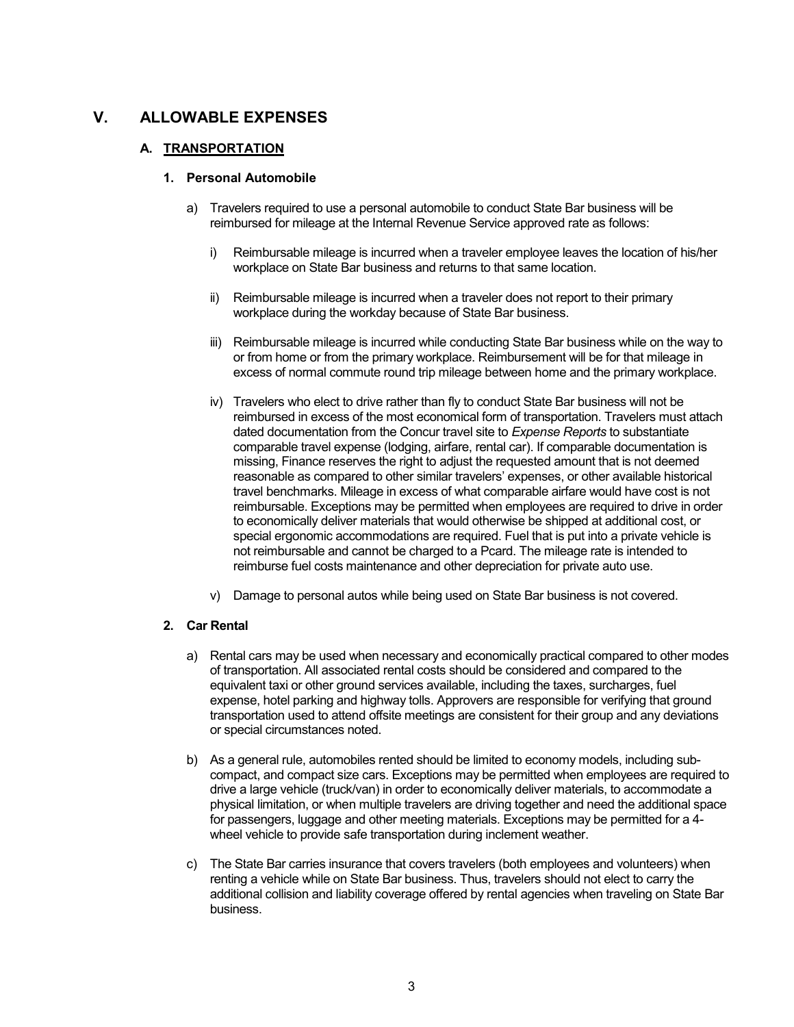# V. ALLOWABLE EXPENSES

## A. TRANSPORTATION

### 1. Personal Automobile

a) Travelers required to use a personal automobile to conduct State Bar business will be reimbursed for mileage at the Internal Revenue Service approved rate as follows:

   i) Reimbursable mileage is incurred when a traveler employee leaves the location of his/her workplace on State Bar business and returns to that same location.

   ii) Reimbursable mileage is incurred when a traveler does not report to their primary workplace during the workday because of State Bar business.

   iii) Reimbursable mileage is incurred while conducting State Bar business while on the way to or from home or from the primary workplace. Reimbursement will be for that mileage in excess of normal commute round trip mileage between home and the primary workplace.

   iv) Travelers who elect to drive rather than fly to conduct State Bar business will not be reimbursed in excess of the most economical form of transportation. Travelers must attach dated documentation from the Concur travel site to *Expense Reports* to substantiate comparable travel expense (lodging, airfare, rental car). If comparable documentation is missing, Finance reserves the right to adjust the requested amount that is not deemed reasonable as compared to other similar travelers' expenses, or other available historical travel benchmarks. Mileage in excess of what comparable airfare would have cost is not reimbursable. Exceptions may be permitted when employees are required to drive in order to economically deliver materials that would otherwise be shipped at additional cost, or special ergonomic accommodations are required. Fuel that is put into a private vehicle is not reimbursable and cannot be charged to a Pcard. The mileage rate is intended to reimburse fuel costs maintenance and other depreciation for private auto use.

   v) Damage to personal autos while being used on State Bar business is not covered.

### 2. Car Rental

a) Rental cars may be used when necessary and economically practical compared to other modes of transportation. All associated rental costs should be considered and compared to the equivalent taxi or other ground services available, including the taxes, surcharges, fuel expense, hotel parking and highway tolls. Approvers are responsible for verifying that ground transportation used to attend offsite meetings are consistent for their group and any deviations or special circumstances noted.

b) As a general rule, automobiles rented should be limited to economy models, including sub-compact, and compact size cars. Exceptions may be permitted when employees are required to drive a large vehicle (truck/van) in order to economically deliver materials, to accommodate a physical limitation, or when multiple travelers are driving together and need the additional space for passengers, luggage and other meeting materials. Exceptions may be permitted for a 4-wheel vehicle to provide safe transportation during inclement weather.

c) The State Bar carries insurance that covers travelers (both employees and volunteers) when renting a vehicle while on State Bar business. Thus, travelers should not elect to carry the additional collision and liability coverage offered by rental agencies when traveling on State Bar business.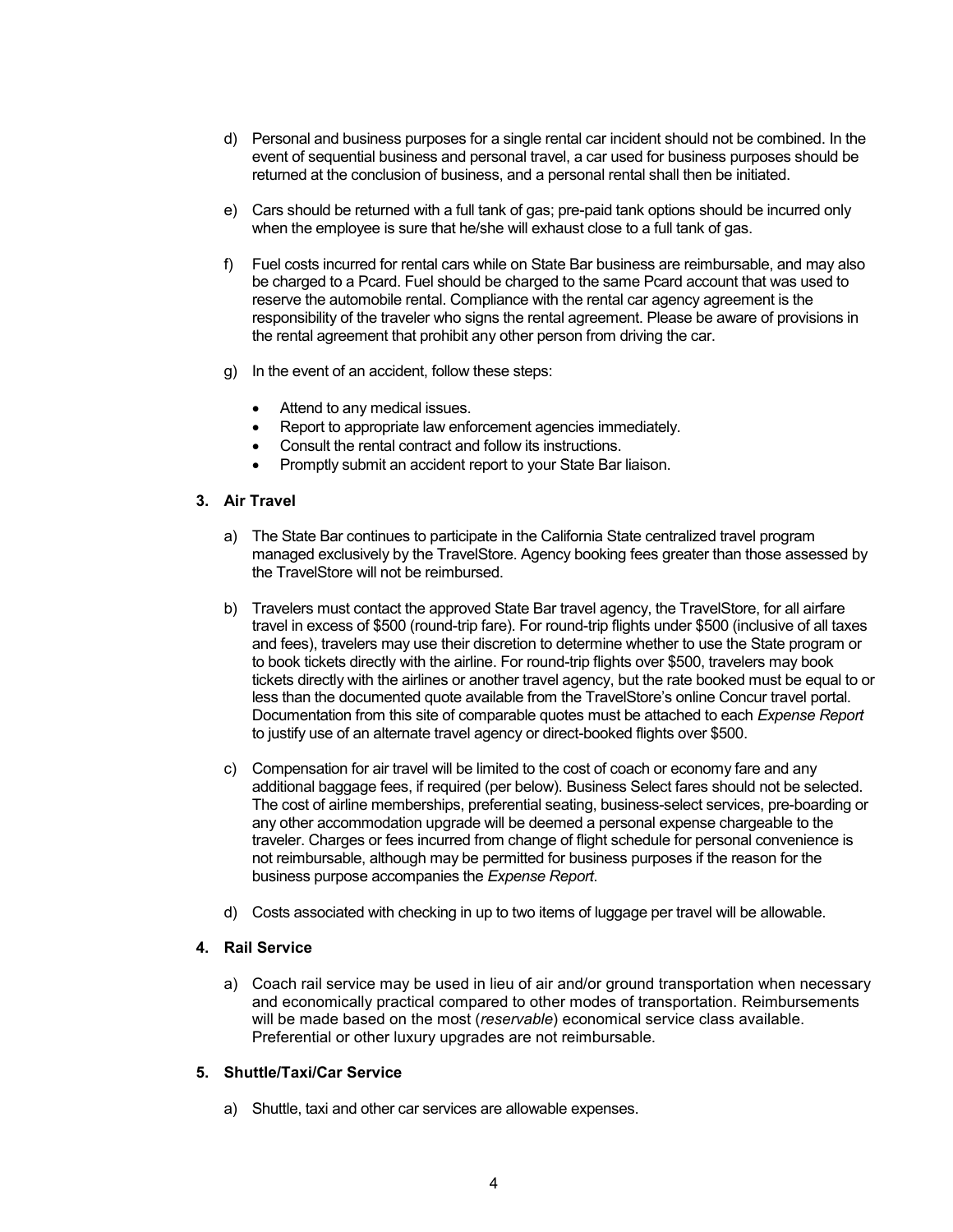d) Personal and business purposes for a single rental car incident should not be combined. In the event of sequential business and personal travel, a car used for business purposes should be returned at the conclusion of business, and a personal rental shall then be initiated.

e) Cars should be returned with a full tank of gas; pre-paid tank options should be incurred only when the employee is sure that he/she will exhaust close to a full tank of gas.

f) Fuel costs incurred for rental cars while on State Bar business are reimbursable, and may also be charged to a Pcard. Fuel should be charged to the same Pcard account that was used to reserve the automobile rental. Compliance with the rental car agency agreement is the responsibility of the traveler who signs the rental agreement. Please be aware of provisions in the rental agreement that prohibit any other person from driving the car.

g) In the event of an accident, follow these steps:

- Attend to any medical issues.
- Report to appropriate law enforcement agencies immediately.
- Consult the rental contract and follow its instructions.
- Promptly submit an accident report to your State Bar liaison.

### 3. Air Travel

a) The State Bar continues to participate in the California State centralized travel program managed exclusively by the TravelStore. Agency booking fees greater than those assessed by the TravelStore will not be reimbursed.

b) Travelers must contact the approved State Bar travel agency, the TravelStore, for all airfare travel in excess of $500 (round-trip fare). For round-trip flights under $500 (inclusive of all taxes and fees), travelers may use their discretion to determine whether to use the State program or to book tickets directly with the airline. For round-trip flights over $500, travelers may book tickets directly with the airlines or another travel agency, but the rate booked must be equal to or less than the documented quote available from the TravelStore's online Concur travel portal. Documentation from this site of comparable quotes must be attached to each *Expense Report* to justify use of an alternate travel agency or direct-booked flights over $500.

c) Compensation for air travel will be limited to the cost of coach or economy fare and any additional baggage fees, if required (per below). Business Select fares should not be selected. The cost of airline memberships, preferential seating, business-select services, pre-boarding or any other accommodation upgrade will be deemed a personal expense chargeable to the traveler. Charges or fees incurred from change of flight schedule for personal convenience is not reimbursable, although may be permitted for business purposes if the reason for the business purpose accompanies the *Expense Report*.

d) Costs associated with checking in up to two items of luggage per travel will be allowable.

### 4. Rail Service

a) Coach rail service may be used in lieu of air and/or ground transportation when necessary and economically practical compared to other modes of transportation. Reimbursements will be made based on the most (*reservable*) economical service class available. Preferential or other luxury upgrades are not reimbursable.

### 5. Shuttle/Taxi/Car Service

a) Shuttle, taxi and other car services are allowable expenses.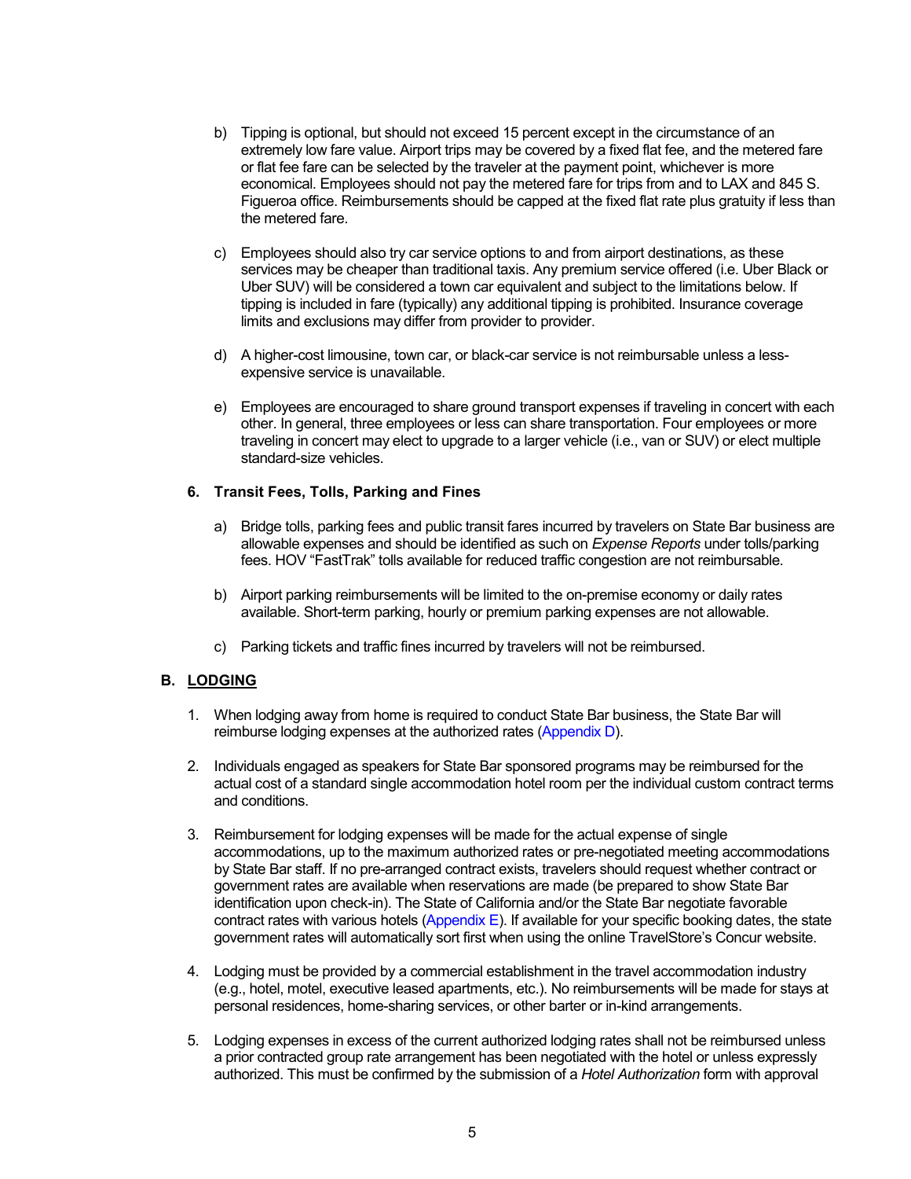b) Tipping is optional, but should not exceed 15 percent except in the circumstance of an extremely low fare value. Airport trips may be covered by a fixed flat fee, and the metered fare or flat fee fare can be selected by the traveler at the payment point, whichever is more economical. Employees should not pay the metered fare for trips from and to LAX and 845 S. Figueroa office. Reimbursements should be capped at the fixed flat rate plus gratuity if less than the metered fare.

c) Employees should also try car service options to and from airport destinations, as these services may be cheaper than traditional taxis. Any premium service offered (i.e. Uber Black or Uber SUV) will be considered a town car equivalent and subject to the limitations below. If tipping is included in fare (typically) any additional tipping is prohibited. Insurance coverage limits and exclusions may differ from provider to provider.

d) A higher-cost limousine, town car, or black-car service is not reimbursable unless a less-expensive service is unavailable.

e) Employees are encouraged to share ground transport expenses if traveling in concert with each other. In general, three employees or less can share transportation. Four employees or more traveling in concert may elect to upgrade to a larger vehicle (i.e., van or SUV) or elect multiple standard-size vehicles.

**6. Transit Fees, Tolls, Parking and Fines**

a) Bridge tolls, parking fees and public transit fares incurred by travelers on State Bar business are allowable expenses and should be identified as such on *Expense Reports* under tolls/parking fees. HOV "FastTrak" tolls available for reduced traffic congestion are not reimbursable.

b) Airport parking reimbursements will be limited to the on-premise economy or daily rates available. Short-term parking, hourly or premium parking expenses are not allowable.

c) Parking tickets and traffic fines incurred by travelers will not be reimbursed.

## B. LODGING

1. When lodging away from home is required to conduct State Bar business, the State Bar will reimburse lodging expenses at the authorized rates (Appendix D).

2. Individuals engaged as speakers for State Bar sponsored programs may be reimbursed for the actual cost of a standard single accommodation hotel room per the individual custom contract terms and conditions.

3. Reimbursement for lodging expenses will be made for the actual expense of single accommodations, up to the maximum authorized rates or pre-negotiated meeting accommodations by State Bar staff. If no pre-arranged contract exists, travelers should request whether contract or government rates are available when reservations are made (be prepared to show State Bar identification upon check-in). The State of California and/or the State Bar negotiate favorable contract rates with various hotels (Appendix E). If available for your specific booking dates, the state government rates will automatically sort first when using the online TravelStore's Concur website.

4. Lodging must be provided by a commercial establishment in the travel accommodation industry (e.g., hotel, motel, executive leased apartments, etc.). No reimbursements will be made for stays at personal residences, home-sharing services, or other barter or in-kind arrangements.

5. Lodging expenses in excess of the current authorized lodging rates shall not be reimbursed unless a prior contracted group rate arrangement has been negotiated with the hotel or unless expressly authorized. This must be confirmed by the submission of a *Hotel Authorization* form with approval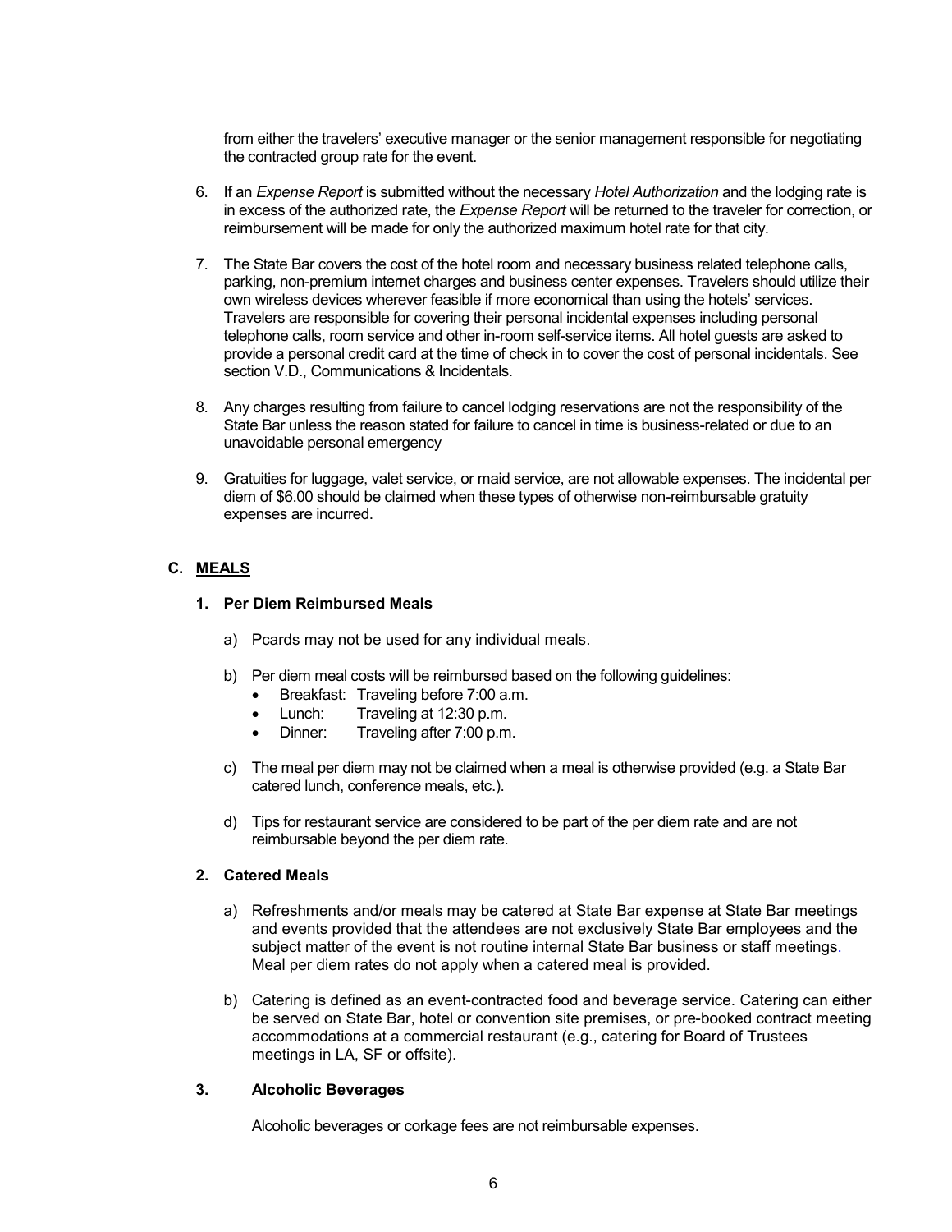from either the travelers' executive manager or the senior management responsible for negotiating the contracted group rate for the event.

6. If an *Expense Report* is submitted without the necessary *Hotel Authorization* and the lodging rate is in excess of the authorized rate, the *Expense Report* will be returned to the traveler for correction, or reimbursement will be made for only the authorized maximum hotel rate for that city.

7. The State Bar covers the cost of the hotel room and necessary business related telephone calls, parking, non-premium internet charges and business center expenses. Travelers should utilize their own wireless devices wherever feasible if more economical than using the hotels' services. Travelers are responsible for covering their personal incidental expenses including personal telephone calls, room service and other in-room self-service items. All hotel guests are asked to provide a personal credit card at the time of check in to cover the cost of personal incidentals. See section V.D., Communications & Incidentals.

8. Any charges resulting from failure to cancel lodging reservations are not the responsibility of the State Bar unless the reason stated for failure to cancel in time is business-related or due to an unavoidable personal emergency

9. Gratuities for luggage, valet service, or maid service, are not allowable expenses. The incidental per diem of $6.00 should be claimed when these types of otherwise non-reimbursable gratuity expenses are incurred.

## C. <u>MEALS</u>

### 1. Per Diem Reimbursed Meals

a) Pcards may not be used for any individual meals.

b) Per diem meal costs will be reimbursed based on the following guidelines:
   - Breakfast: Traveling before 7:00 a.m.
   - Lunch: Traveling at 12:30 p.m.
   - Dinner: Traveling after 7:00 p.m.

c) The meal per diem may not be claimed when a meal is otherwise provided (e.g. a State Bar catered lunch, conference meals, etc.).

d) Tips for restaurant service are considered to be part of the per diem rate and are not reimbursable beyond the per diem rate.

### 2. Catered Meals

a) Refreshments and/or meals may be catered at State Bar expense at State Bar meetings and events provided that the attendees are not exclusively State Bar employees and the subject matter of the event is not routine internal State Bar business or staff meetings. Meal per diem rates do not apply when a catered meal is provided.

b) Catering is defined as an event-contracted food and beverage service. Catering can either be served on State Bar, hotel or convention site premises, or pre-booked contract meeting accommodations at a commercial restaurant (e.g., catering for Board of Trustees meetings in LA, SF or offsite).

### 3. Alcoholic Beverages

Alcoholic beverages or corkage fees are not reimbursable expenses.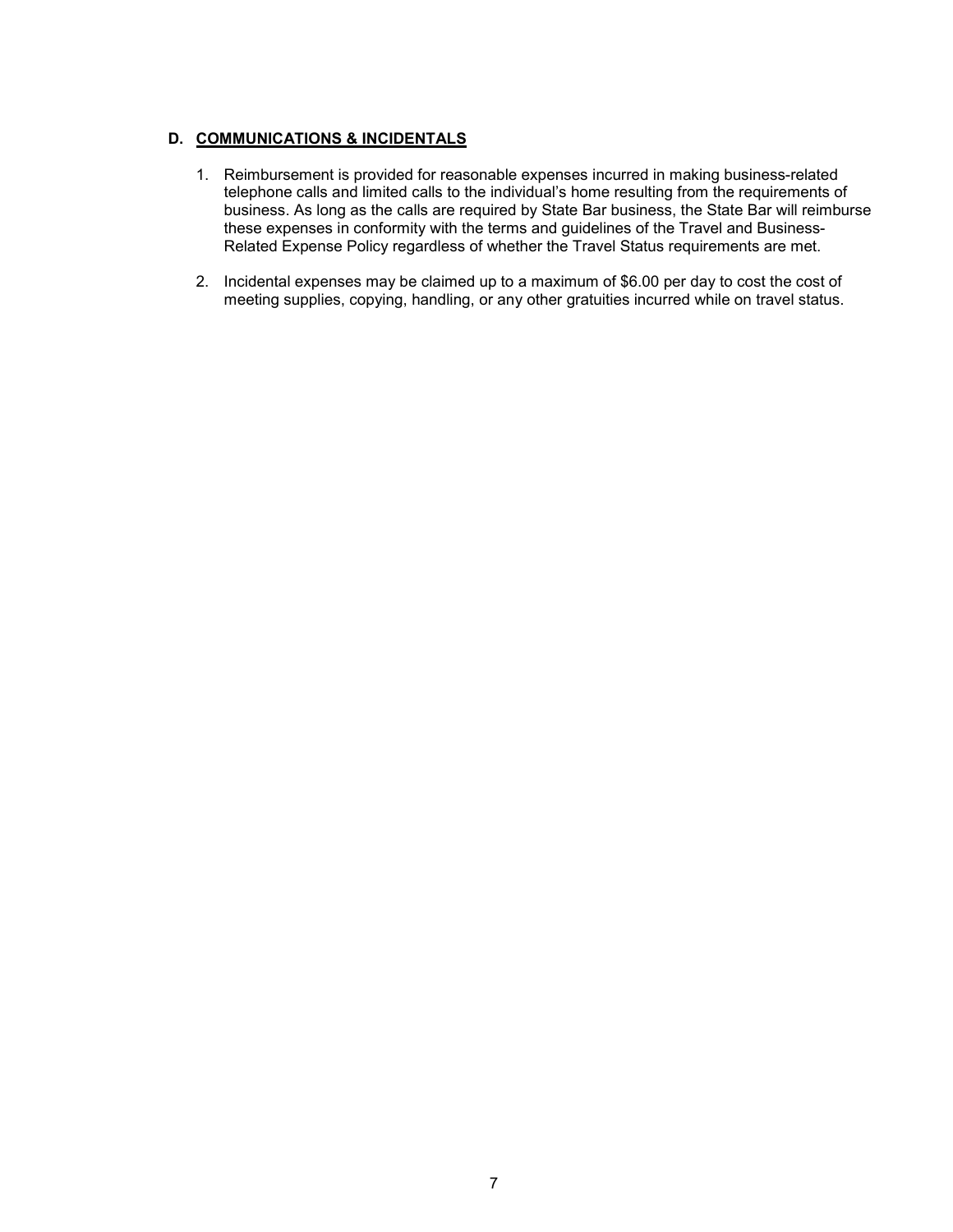### D. COMMUNICATIONS & INCIDENTALS

1. Reimbursement is provided for reasonable expenses incurred in making business-related telephone calls and limited calls to the individual's home resulting from the requirements of business. As long as the calls are required by State Bar business, the State Bar will reimburse these expenses in conformity with the terms and guidelines of the Travel and Business-Related Expense Policy regardless of whether the Travel Status requirements are met.

2. Incidental expenses may be claimed up to a maximum of $6.00 per day to cost the cost of meeting supplies, copying, handling, or any other gratuities incurred while on travel status.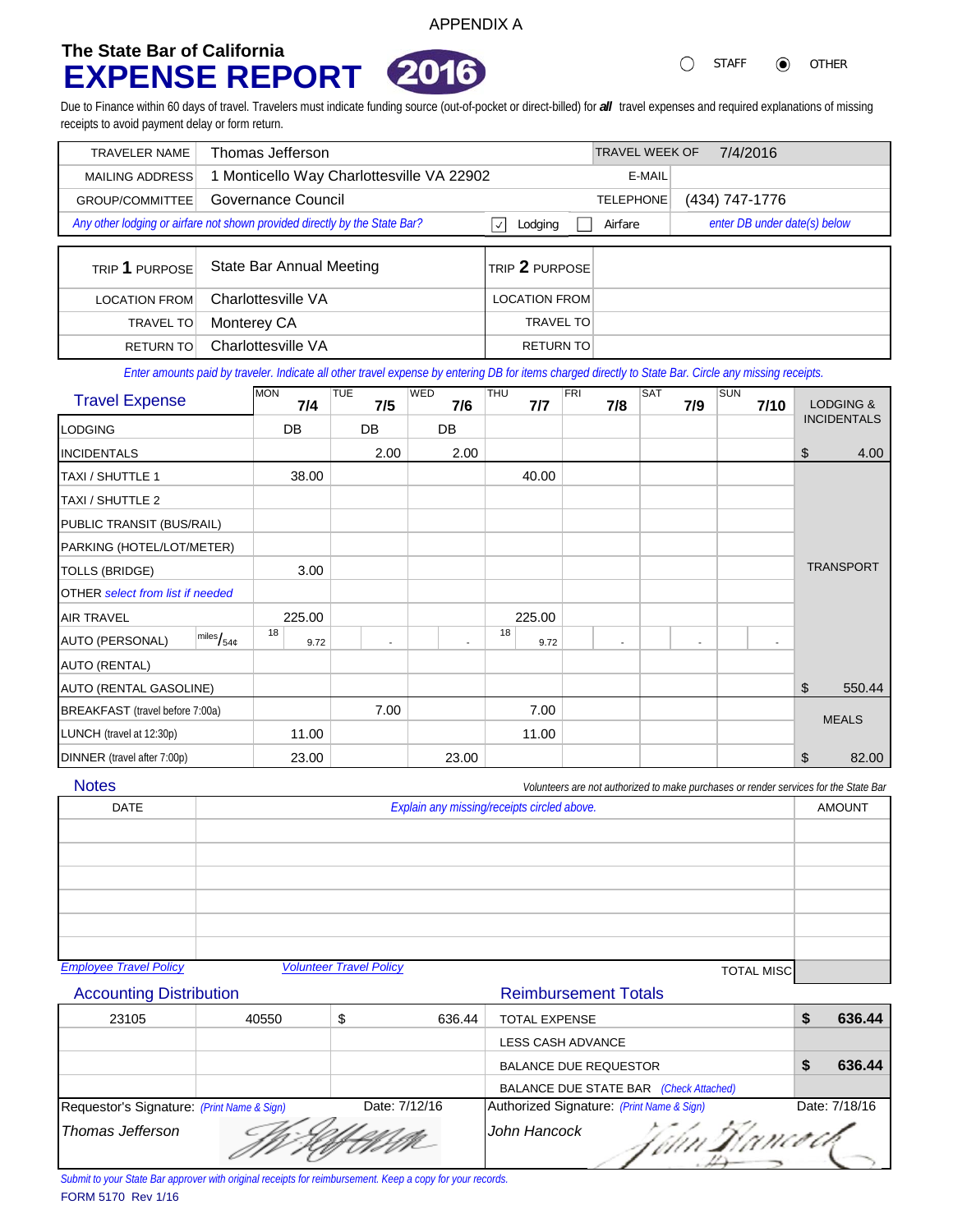APPENDIX A

# The State Bar of California
# EXPENSE REPORT 2016

○ STAFF ◉ OTHER

Due to Finance within 60 days of travel. Travelers must indicate funding source (out-of-pocket or direct-billed) for ***all*** travel expenses and required explanations of missing receipts to avoid payment delay or form return.

| | | | |
|---|---|---|---|
| TRAVELER NAME | Thomas Jefferson | TRAVEL WEEK OF | 7/4/2016 |
| MAILING ADDRESS | 1 Monticello Way Charlottesville VA 22902 | E-MAIL | |
| GROUP/COMMITTEE | Governance Council | TELEPHONE | (434) 747-1776 |
| *Any other lodging or airfare not shown provided directly by the State Bar?* | ☑ Lodging ☐ Airfare | | *enter DB under date(s) below* |

| | | | |
|---|---|---|---|
| TRIP **1** PURPOSE | State Bar Annual Meeting | TRIP **2** PURPOSE | |
| LOCATION FROM | Charlottesville VA | LOCATION FROM | |
| TRAVEL TO | Monterey CA | TRAVEL TO | |
| RETURN TO | Charlottesville VA | RETURN TO | |

*Enter amounts paid by traveler. Indicate all other travel expense by entering DB for items charged directly to State Bar. Circle any missing receipts.*

| Travel Expense | MON 7/4 | TUE 7/5 | WED 7/6 | THU 7/7 | FRI 7/8 | SAT 7/9 | SUN 7/10 | LODGING & INCIDENTALS |
|---|---|---|---|---|---|---|---|---|
| LODGING | DB | DB | DB | | | | | |
| INCIDENTALS | | 2.00 | 2.00 | | | | | $ 4.00 |
| TAXI / SHUTTLE 1 | 38.00 | | | 40.00 | | | | TRANSPORT |
| TAXI / SHUTTLE 2 | | | | | | | | |
| PUBLIC TRANSIT (BUS/RAIL) | | | | | | | | |
| PARKING (HOTEL/LOT/METER) | | | | | | | | |
| TOLLS (BRIDGE) | 3.00 | | | | | | | |
| OTHER *select from list if needed* | | | | | | | | |
| AIR TRAVEL | 225.00 | | | 225.00 | | | | |
| AUTO (PERSONAL) miles/54¢ | 18 9.72 | - | - | 18 9.72 | - | - | - | |
| AUTO (RENTAL) | | | | | | | | |
| AUTO (RENTAL GASOLINE) | | | | | | | | $ 550.44 |
| BREAKFAST (travel before 7:00a) | | 7.00 | | 7.00 | | | | MEALS |
| LUNCH (travel at 12:30p) | 11.00 | | | 11.00 | | | | |
| DINNER (travel after 7:00p) | 23.00 | | 23.00 | | | | | $ 82.00 |

## Notes

*Volunteers are not authorized to make purchases or render services for the State Bar*

| DATE | *Explain any missing/receipts circled above.* | AMOUNT |
|---|---|---|
| | | |
| | | |
| | | |
| | | |
| | | |
| | | |

*Employee Travel Policy* *Volunteer Travel Policy* TOTAL MISC

## Accounting Distribution

| | | |
|---|---|---|
| 23105 | 40550 | $ 636.44 |
| | | |
| | | |
| | | |

## Reimbursement Totals

| | |
|---|---|
| TOTAL EXPENSE | **$ 636.44** |
| LESS CASH ADVANCE | |
| BALANCE DUE REQUESTOR | **$ 636.44** |
| BALANCE DUE STATE BAR *(Check Attached)* | |

Requestor's Signature: *(Print Name & Sign)* Date: 7/12/16
*Thomas Jefferson* [signature]

Authorized Signature: *(Print Name & Sign)* Date: 7/18/16
*John Hancock* [signature]

*Submit to your State Bar approver with original receipts for reimbursement. Keep a copy for your records.*

FORM 5170 Rev 1/16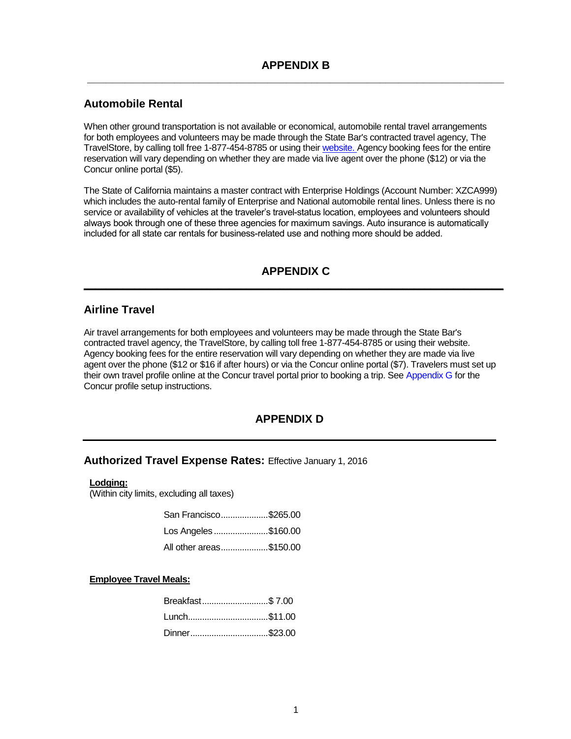## APPENDIX B

### Automobile Rental

When other ground transportation is not available or economical, automobile rental travel arrangements for both employees and volunteers may be made through the State Bar's contracted travel agency, The TravelStore, by calling toll free 1-877-454-8785 or using their website. Agency booking fees for the entire reservation will vary depending on whether they are made via live agent over the phone ($12) or via the Concur online portal ($5).

The State of California maintains a master contract with Enterprise Holdings (Account Number: XZCA999) which includes the auto-rental family of Enterprise and National automobile rental lines. Unless there is no service or availability of vehicles at the traveler's travel-status location, employees and volunteers should always book through one of these three agencies for maximum savings. Auto insurance is automatically included for all state car rentals for business-related use and nothing more should be added.

## APPENDIX C

### Airline Travel

Air travel arrangements for both employees and volunteers may be made through the State Bar's contracted travel agency, the TravelStore, by calling toll free 1-877-454-8785 or using their website. Agency booking fees for the entire reservation will vary depending on whether they are made via live agent over the phone ($12 or $16 if after hours) or via the Concur online portal ($7). Travelers must set up their own travel profile online at the Concur travel portal prior to booking a trip. See Appendix G for the Concur profile setup instructions.

## APPENDIX D

### Authorized Travel Expense Rates: Effective January 1, 2016

**Lodging:**
(Within city limits, excluding all taxes)

| Area | Rate |
|---|---|
| San Francisco | $265.00 |
| Los Angeles | $160.00 |
| All other areas | $150.00 |

**Employee Travel Meals:**

| Meal | Rate |
|---|---|
| Breakfast | $ 7.00 |
| Lunch | $11.00 |
| Dinner | $23.00 |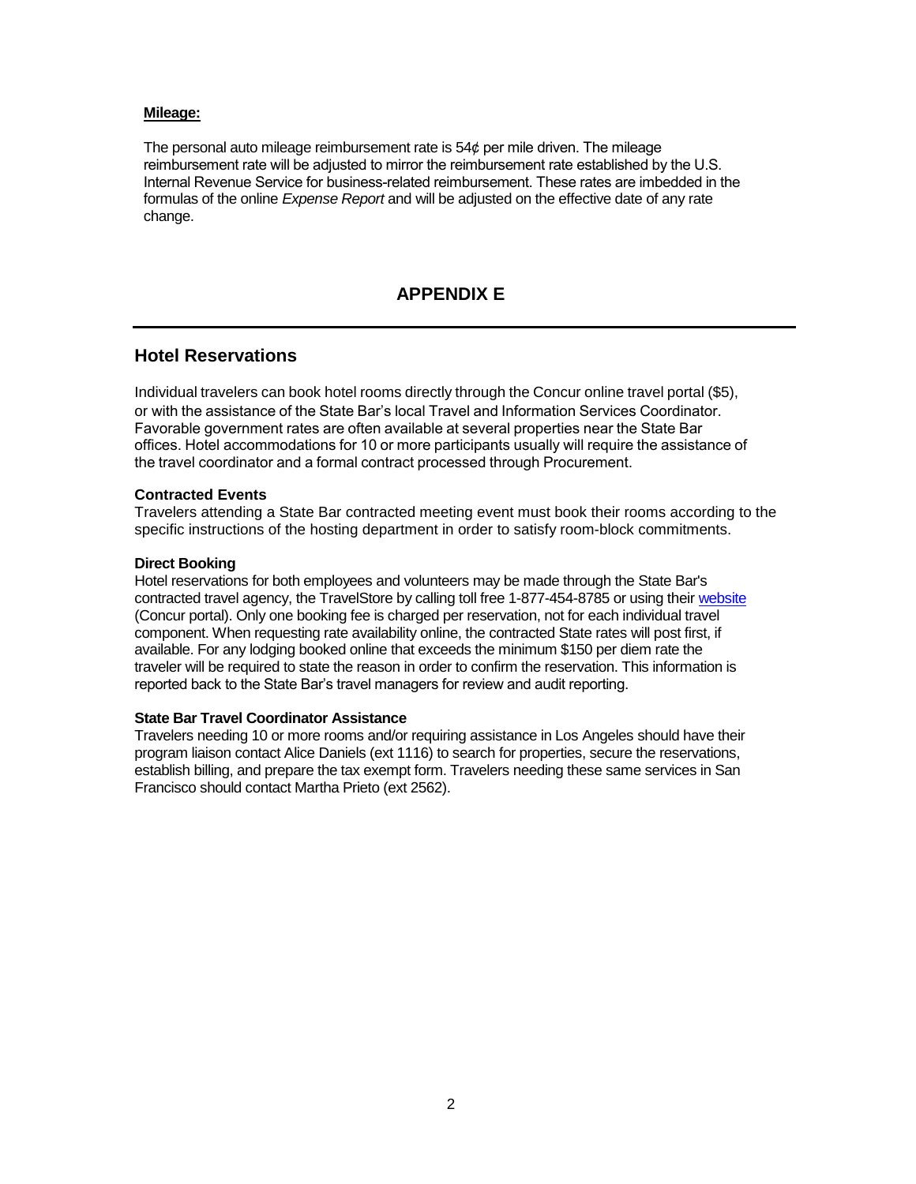**Mileage:**

The personal auto mileage reimbursement rate is 54¢ per mile driven. The mileage reimbursement rate will be adjusted to mirror the reimbursement rate established by the U.S. Internal Revenue Service for business-related reimbursement. These rates are imbedded in the formulas of the online *Expense Report* and will be adjusted on the effective date of any rate change.

# APPENDIX E

## Hotel Reservations

Individual travelers can book hotel rooms directly through the Concur online travel portal ($5), or with the assistance of the State Bar's local Travel and Information Services Coordinator. Favorable government rates are often available at several properties near the State Bar offices. Hotel accommodations for 10 or more participants usually will require the assistance of the travel coordinator and a formal contract processed through Procurement.

### Contracted Events

Travelers attending a State Bar contracted meeting event must book their rooms according to the specific instructions of the hosting department in order to satisfy room-block commitments.

### Direct Booking

Hotel reservations for both employees and volunteers may be made through the State Bar's contracted travel agency, the TravelStore by calling toll free 1-877-454-8785 or using their website (Concur portal). Only one booking fee is charged per reservation, not for each individual travel component. When requesting rate availability online, the contracted State rates will post first, if available. For any lodging booked online that exceeds the minimum $150 per diem rate the traveler will be required to state the reason in order to confirm the reservation. This information is reported back to the State Bar's travel managers for review and audit reporting.

### State Bar Travel Coordinator Assistance

Travelers needing 10 or more rooms and/or requiring assistance in Los Angeles should have their program liaison contact Alice Daniels (ext 1116) to search for properties, secure the reservations, establish billing, and prepare the tax exempt form. Travelers needing these same services in San Francisco should contact Martha Prieto (ext 2562).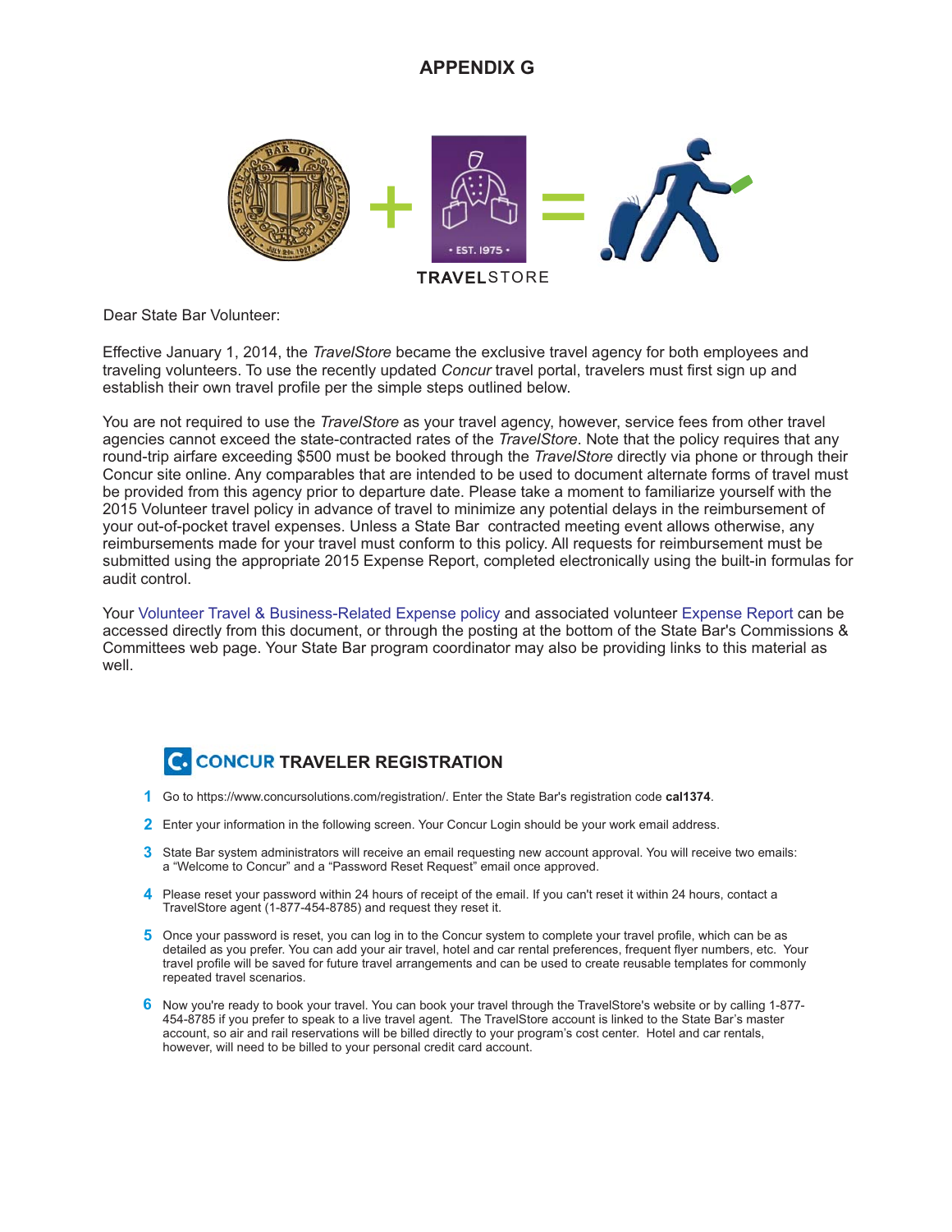# APPENDIX G

TRAVELSTORE

Dear State Bar Volunteer:

Effective January 1, 2014, the *TravelStore* became the exclusive travel agency for both employees and traveling volunteers. To use the recently updated *Concur* travel portal, travelers must first sign up and establish their own travel profile per the simple steps outlined below.

You are not required to use the *TravelStore* as your travel agency, however, service fees from other travel agencies cannot exceed the state-contracted rates of the *TravelStore*. Note that the policy requires that any round-trip airfare exceeding $500 must be booked through the *TravelStore* directly via phone or through their Concur site online. Any comparables that are intended to be used to document alternate forms of travel must be provided from this agency prior to departure date. Please take a moment to familiarize yourself with the 2015 Volunteer travel policy in advance of travel to minimize any potential delays in the reimbursement of your out-of-pocket travel expenses. Unless a State Bar contracted meeting event allows otherwise, any reimbursements made for your travel must conform to this policy. All requests for reimbursement must be submitted using the appropriate 2015 Expense Report, completed electronically using the built-in formulas for audit control.

Your Volunteer Travel & Business-Related Expense policy and associated volunteer Expense Report can be accessed directly from this document, or through the posting at the bottom of the State Bar's Commissions & Committees web page. Your State Bar program coordinator may also be providing links to this material as well.

## CONCUR TRAVELER REGISTRATION

1. Go to https://www.concursolutions.com/registration/. Enter the State Bar's registration code **cal1374**.
2. Enter your information in the following screen. Your Concur Login should be your work email address.
3. State Bar system administrators will receive an email requesting new account approval. You will receive two emails: a "Welcome to Concur" and a "Password Reset Request" email once approved.
4. Please reset your password within 24 hours of receipt of the email. If you can't reset it within 24 hours, contact a TravelStore agent (1-877-454-8785) and request they reset it.
5. Once your password is reset, you can log in to the Concur system to complete your travel profile, which can be as detailed as you prefer. You can add your air travel, hotel and car rental preferences, frequent flyer numbers, etc. Your travel profile will be saved for future travel arrangements and can be used to create reusable templates for commonly repeated travel scenarios.
6. Now you're ready to book your travel. You can book your travel through the TravelStore's website or by calling 1-877-454-8785 if you prefer to speak to a live travel agent. The TravelStore account is linked to the State Bar's master account, so air and rail reservations will be billed directly to your program's cost center. Hotel and car rentals, however, will need to be billed to your personal credit card account.